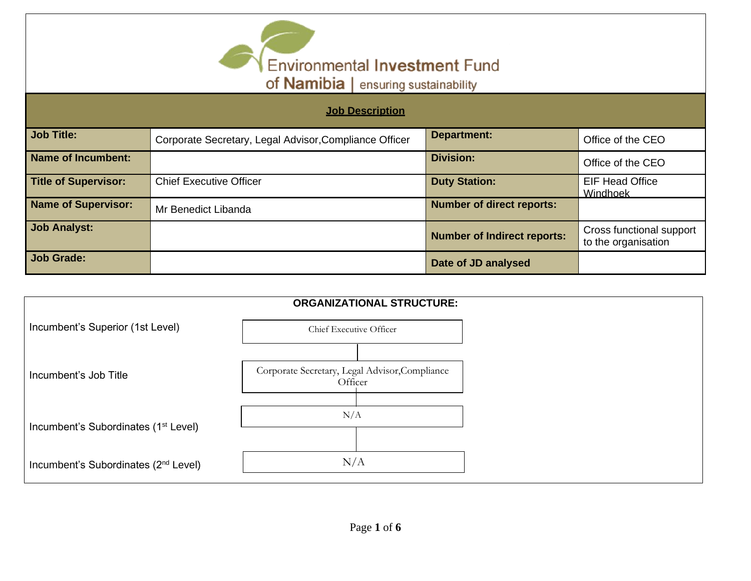Environmental Investment Fund of Namibia | ensuring sustainability

## Job Description

| | | | |
|---|---|---|---|
| **Job Title:** | Corporate Secretary, Legal Advisor,Compliance Officer | **Department:** | Office of the CEO |
| **Name of Incumbent:** | | **Division:** | Office of the CEO |
| **Title of Supervisor:** | Chief Executive Officer | **Duty Station:** | EIF Head Office Windhoek |
| **Name of Supervisor:** | Mr Benedict Libanda | **Number of direct reports:** | |
| **Job Analyst:** | | **Number of Indirect reports:** | Cross functional support to the organisation |
| **Job Grade:** | | **Date of JD analysed** | |

### ORGANIZATIONAL STRUCTURE:

| | |
|---|---|
| Incumbent's Superior (1st Level) | Chief Executive Officer |
| Incumbent's Job Title | Corporate Secretary, Legal Advisor,Compliance Officer |
| Incumbent's Subordinates (1st Level) | N/A |
| Incumbent's Subordinates (2nd Level) | N/A |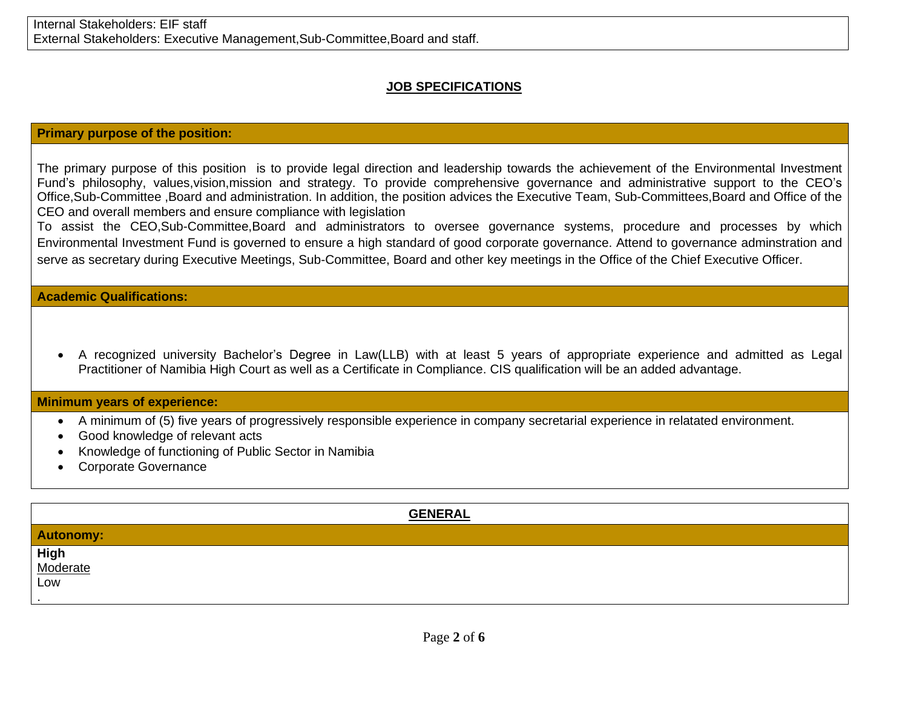Internal Stakeholders: EIF staff
External Stakeholders: Executive Management,Sub-Committee,Board and staff.

## JOB SPECIFICATIONS

**Primary purpose of the position:**

The primary purpose of this position is to provide legal direction and leadership towards the achievement of the Environmental Investment Fund's philosophy, values,vision,mission and strategy. To provide comprehensive governance and administrative support to the CEO's Office,Sub-Committee ,Board and administration. In addition, the position advices the Executive Team, Sub-Committees,Board and Office of the CEO and overall members and ensure compliance with legislation
To assist the CEO,Sub-Committee,Board and administrators to oversee governance systems, procedure and processes by which Environmental Investment Fund is governed to ensure a high standard of good corporate governance. Attend to governance adminstration and serve as secretary during Executive Meetings, Sub-Committee, Board and other key meetings in the Office of the Chief Executive Officer.

**Academic Qualifications:**

- A recognized university Bachelor's Degree in Law(LLB) with at least 5 years of appropriate experience and admitted as Legal Practitioner of Namibia High Court as well as a Certificate in Compliance. CIS qualification will be an added advantage.

**Minimum years of experience:**

- A minimum of (5) five years of progressively responsible experience in company secretarial experience in relatated environment.
- Good knowledge of relevant acts
- Knowledge of functioning of Public Sector in Namibia
- Corporate Governance

## GENERAL

**Autonomy:**

**High**
Moderate
Low
.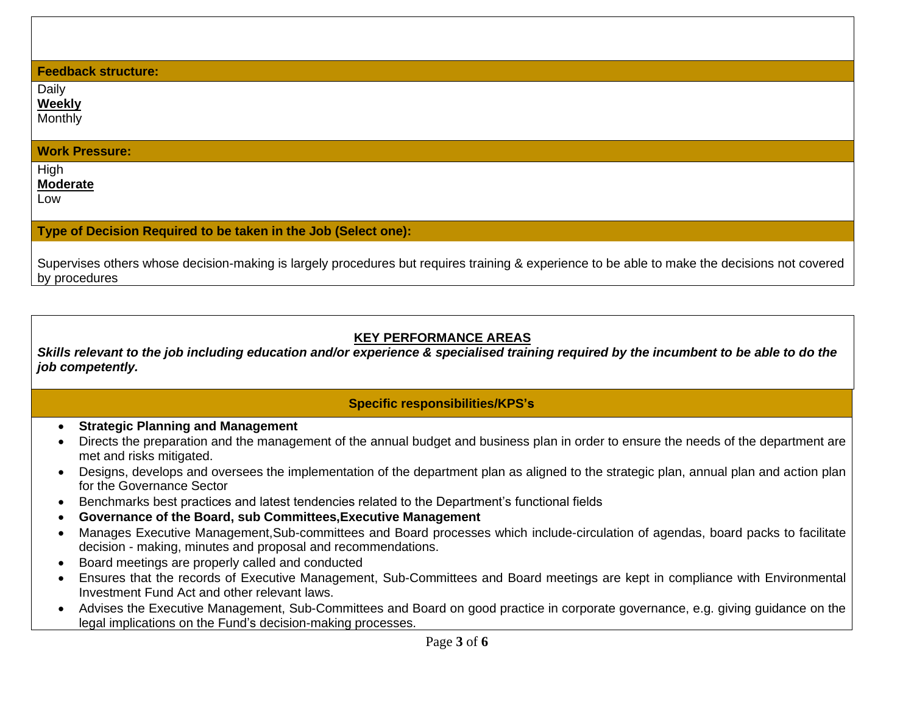**Feedback structure:**

Daily
**Weekly**
Monthly

**Work Pressure:**

High
**Moderate**
Low

**Type of Decision Required to be taken in the Job (Select one):**

Supervises others whose decision-making is largely procedures but requires training & experience to be able to make the decisions not covered by procedures

## KEY PERFORMANCE AREAS

***Skills relevant to the job including education and/or experience & specialised training required by the incumbent to be able to do the job competently.***

### Specific responsibilities/KPS's

- **Strategic Planning and Management**
- Directs the preparation and the management of the annual budget and business plan in order to ensure the needs of the department are met and risks mitigated.
- Designs, develops and oversees the implementation of the department plan as aligned to the strategic plan, annual plan and action plan for the Governance Sector
- Benchmarks best practices and latest tendencies related to the Department's functional fields
- **Governance of the Board, sub Committees,Executive Management**
- Manages Executive Management,Sub-committees and Board processes which include-circulation of agendas, board packs to facilitate decision - making, minutes and proposal and recommendations.
- Board meetings are properly called and conducted
- Ensures that the records of Executive Management, Sub-Committees and Board meetings are kept in compliance with Environmental Investment Fund Act and other relevant laws.
- Advises the Executive Management, Sub-Committees and Board on good practice in corporate governance, e.g. giving guidance on the legal implications on the Fund's decision-making processes.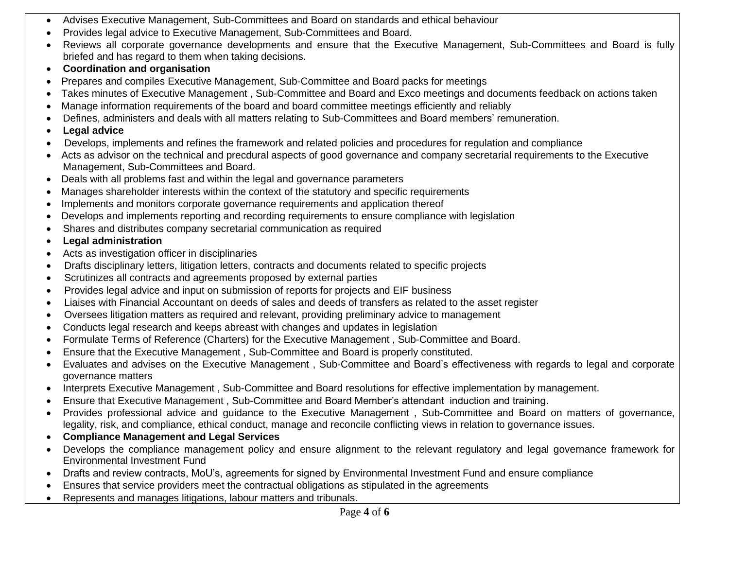- Advises Executive Management, Sub-Committees and Board on standards and ethical behaviour
- Provides legal advice to Executive Management, Sub-Committees and Board.
- Reviews all corporate governance developments and ensure that the Executive Management, Sub-Committees and Board is fully briefed and has regard to them when taking decisions.
- **Coordination and organisation**
- Prepares and compiles Executive Management, Sub-Committee and Board packs for meetings
- Takes minutes of Executive Management , Sub-Committee and Board and Exco meetings and documents feedback on actions taken
- Manage information requirements of the board and board committee meetings efficiently and reliably
- Defines, administers and deals with all matters relating to Sub-Committees and Board members' remuneration.
- **Legal advice**
- Develops, implements and refines the framework and related policies and procedures for regulation and compliance
- Acts as advisor on the technical and precdural aspects of good governance and company secretarial requirements to the Executive Management, Sub-Committees and Board.
- Deals with all problems fast and within the legal and governance parameters
- Manages shareholder interests within the context of the statutory and specific requirements
- Implements and monitors corporate governance requirements and application thereof
- Develops and implements reporting and recording requirements to ensure compliance with legislation
- Shares and distributes company secretarial communication as required
- **Legal administration**
- Acts as investigation officer in disciplinaries
- Drafts disciplinary letters, litigation letters, contracts and documents related to specific projects
- Scrutinizes all contracts and agreements proposed by external parties
- Provides legal advice and input on submission of reports for projects and EIF business
- Liaises with Financial Accountant on deeds of sales and deeds of transfers as related to the asset register
- Oversees litigation matters as required and relevant, providing preliminary advice to management
- Conducts legal research and keeps abreast with changes and updates in legislation
- Formulate Terms of Reference (Charters) for the Executive Management , Sub-Committee and Board.
- Ensure that the Executive Management , Sub-Committee and Board is properly constituted.
- Evaluates and advises on the Executive Management , Sub-Committee and Board's effectiveness with regards to legal and corporate governance matters
- Interprets Executive Management , Sub-Committee and Board resolutions for effective implementation by management.
- Ensure that Executive Management , Sub-Committee and Board Member's attendant induction and training.
- Provides professional advice and guidance to the Executive Management , Sub-Committee and Board on matters of governance, legality, risk, and compliance, ethical conduct, manage and reconcile conflicting views in relation to governance issues.
- **Compliance Management and Legal Services**
- Develops the compliance management policy and ensure alignment to the relevant regulatory and legal governance framework for Environmental Investment Fund
- Drafts and review contracts, MoU's, agreements for signed by Environmental Investment Fund and ensure compliance
- Ensures that service providers meet the contractual obligations as stipulated in the agreements
- Represents and manages litigations, labour matters and tribunals.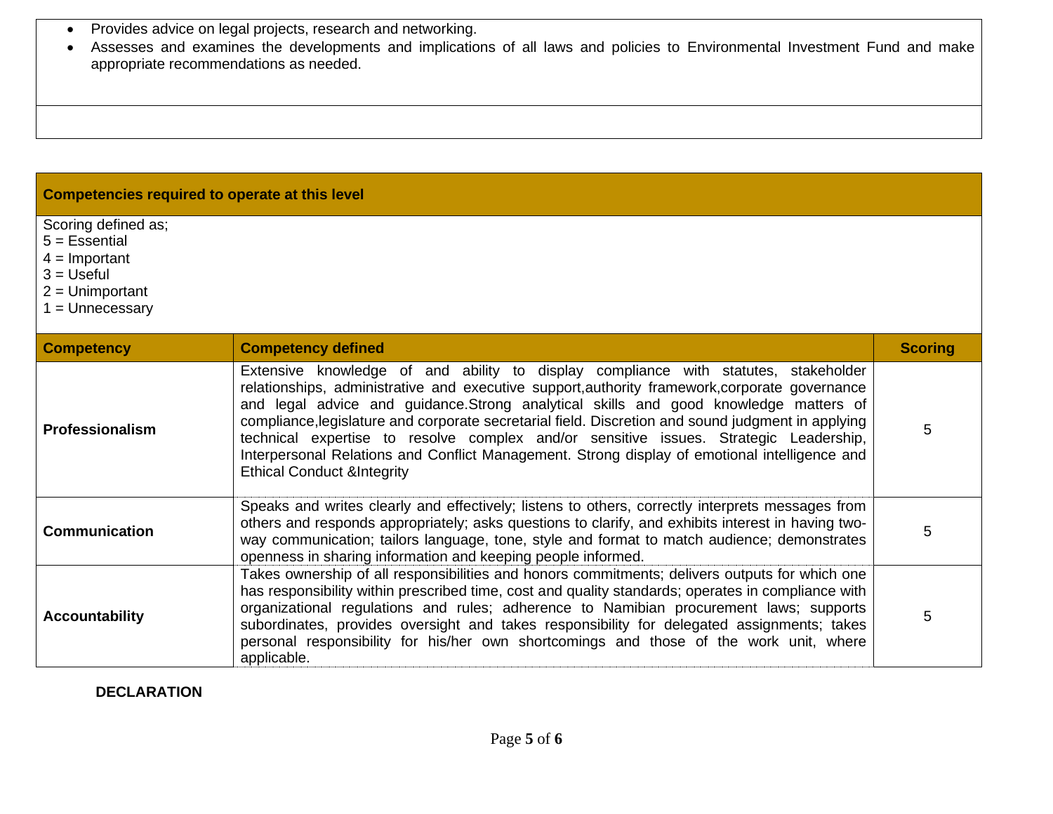- Provides advice on legal projects, research and networking.
- Assesses and examines the developments and implications of all laws and policies to Environmental Investment Fund and make appropriate recommendations as needed.

**Competencies required to operate at this level**

Scoring defined as;
5 = Essential
4 = Important
3 = Useful
2 = Unimportant
1 = Unnecessary

| Competency | Competency defined | Scoring |
|---|---|---|
| **Professionalism** | Extensive knowledge of and ability to display compliance with statutes, stakeholder relationships, administrative and executive support,authority framework,corporate governance and legal advice and guidance.Strong analytical skills and good knowledge matters of compliance,legislature and corporate secretarial field. Discretion and sound judgment in applying technical expertise to resolve complex and/or sensitive issues. Strategic Leadership, Interpersonal Relations and Conflict Management. Strong display of emotional intelligence and Ethical Conduct &Integrity | 5 |
| **Communication** | Speaks and writes clearly and effectively; listens to others, correctly interprets messages from others and responds appropriately; asks questions to clarify, and exhibits interest in having two-way communication; tailors language, tone, style and format to match audience; demonstrates openness in sharing information and keeping people informed. | 5 |
| **Accountability** | Takes ownership of all responsibilities and honors commitments; delivers outputs for which one has responsibility within prescribed time, cost and quality standards; operates in compliance with organizational regulations and rules; adherence to Namibian procurement laws; supports subordinates, provides oversight and takes responsibility for delegated assignments; takes personal responsibility for his/her own shortcomings and those of the work unit, where applicable. | 5 |

**DECLARATION**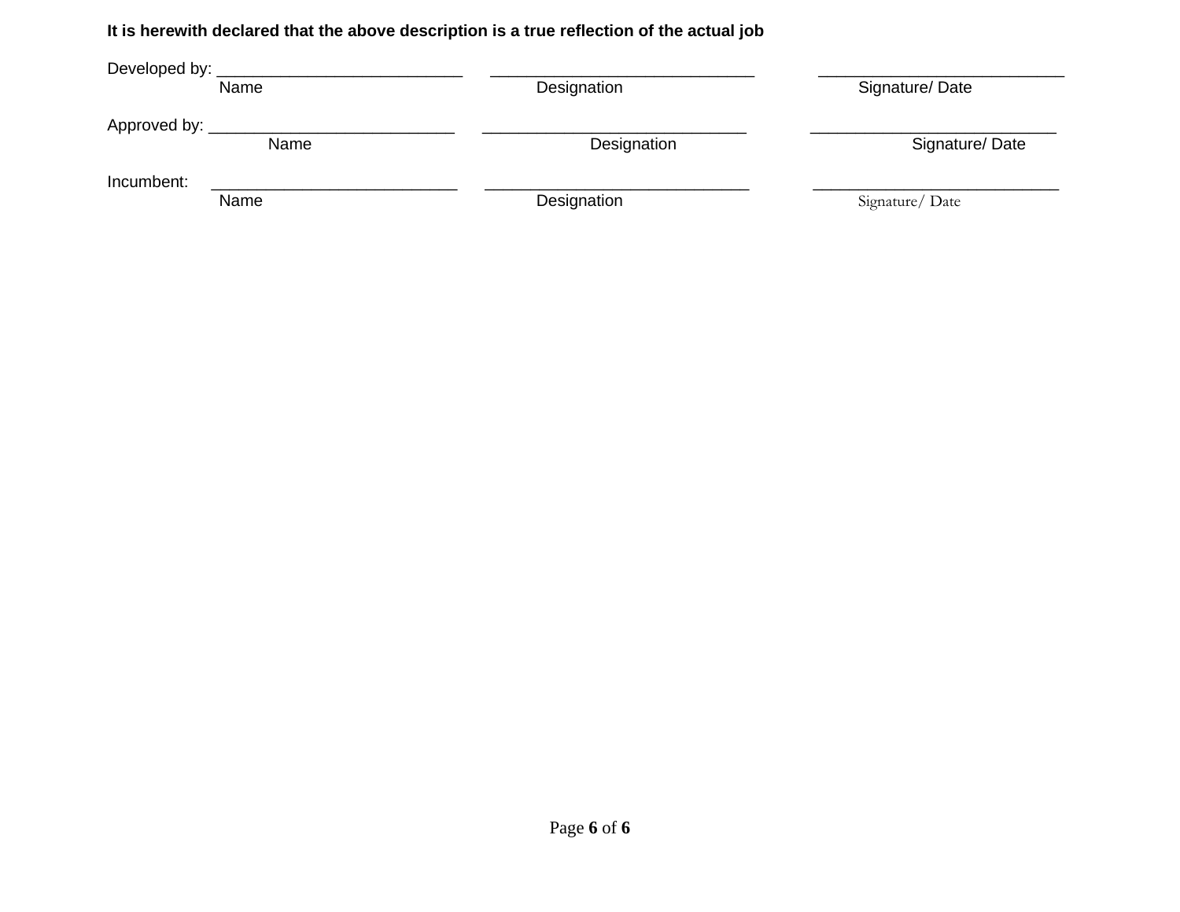**It is herewith declared that the above description is a true reflection of the actual job**

Developed by: ____________________________ ______________________________ ____________________________

Name Designation Signature/ Date

Approved by: ____________________________ ______________________________ ____________________________

Name Designation Signature/ Date

Incumbent: ____________________________ ______________________________ ____________________________

Name Designation Signature/ Date